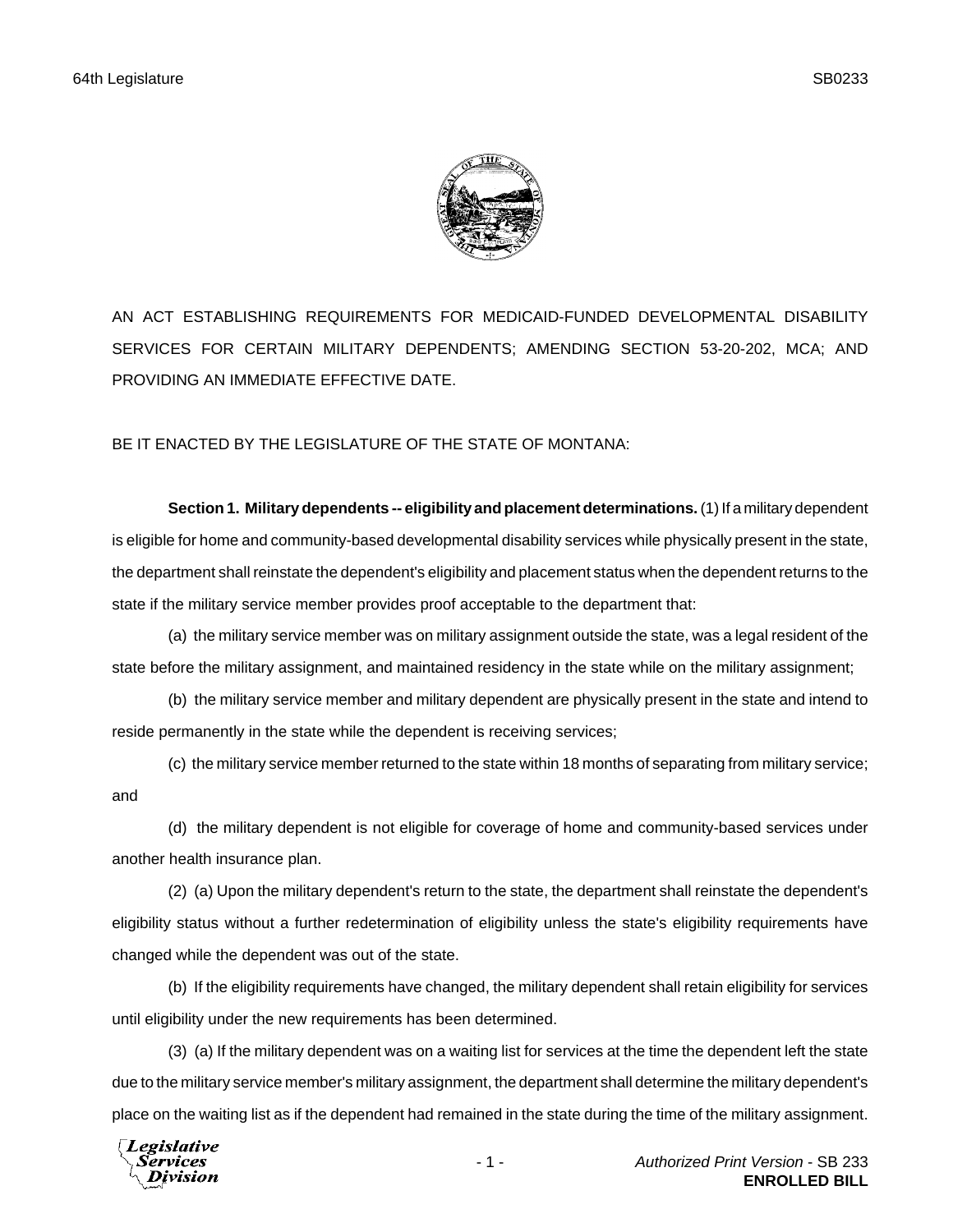AN ACT ESTABLISHING REQUIREMENTS FOR MEDICAID-FUNDED DEVELOPMENTAL DISABILITY SERVICES FOR CERTAIN MILITARY DEPENDENTS; AMENDING SECTION 53-20-202, MCA; AND PROVIDING AN IMMEDIATE EFFECTIVE DATE.

BE IT ENACTED BY THE LEGISLATURE OF THE STATE OF MONTANA:

**Section 1. Military dependents -- eligibility and placement determinations.** (1) If a military dependent is eligible for home and community-based developmental disability services while physically present in the state, the department shall reinstate the dependent's eligibility and placement status when the dependent returns to the state if the military service member provides proof acceptable to the department that:

(a) the military service member was on military assignment outside the state, was a legal resident of the state before the military assignment, and maintained residency in the state while on the military assignment;

(b) the military service member and military dependent are physically present in the state and intend to reside permanently in the state while the dependent is receiving services;

(c) the military service member returned to the state within 18 months of separating from military service; and

(d) the military dependent is not eligible for coverage of home and community-based services under another health insurance plan.

(2) (a) Upon the military dependent's return to the state, the department shall reinstate the dependent's eligibility status without a further redetermination of eligibility unless the state's eligibility requirements have changed while the dependent was out of the state.

(b) If the eligibility requirements have changed, the military dependent shall retain eligibility for services until eligibility under the new requirements has been determined.

(3) (a) If the military dependent was on a waiting list for services at the time the dependent left the state due to the military service member's military assignment, the department shall determine the military dependent's place on the waiting list as if the dependent had remained in the state during the time of the military assignment.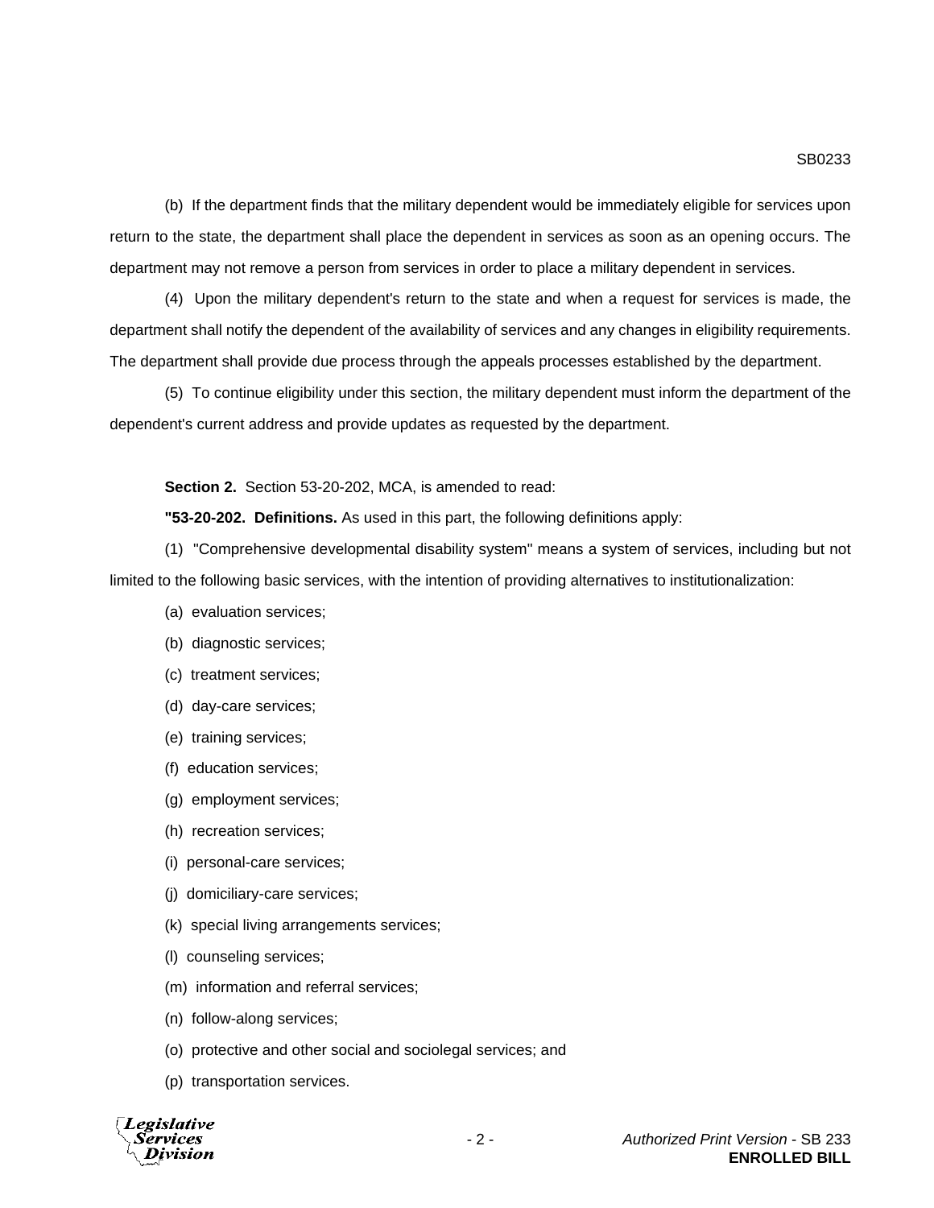(b) If the department finds that the military dependent would be immediately eligible for services upon return to the state, the department shall place the dependent in services as soon as an opening occurs. The department may not remove a person from services in order to place a military dependent in services.

(4) Upon the military dependent's return to the state and when a request for services is made, the department shall notify the dependent of the availability of services and any changes in eligibility requirements. The department shall provide due process through the appeals processes established by the department.

(5) To continue eligibility under this section, the military dependent must inform the department of the dependent's current address and provide updates as requested by the department.

**Section 2.** Section 53-20-202, MCA, is amended to read:

**"53-20-202. Definitions.** As used in this part, the following definitions apply:

(1) "Comprehensive developmental disability system" means a system of services, including but not limited to the following basic services, with the intention of providing alternatives to institutionalization:

(a) evaluation services;

(b) diagnostic services;

(c) treatment services;

(d) day-care services;

(e) training services;

(f) education services;

(g) employment services;

(h) recreation services;

(i) personal-care services;

(j) domiciliary-care services;

(k) special living arrangements services;

(l) counseling services;

(m) information and referral services;

(n) follow-along services;

(o) protective and other social and sociolegal services; and

(p) transportation services.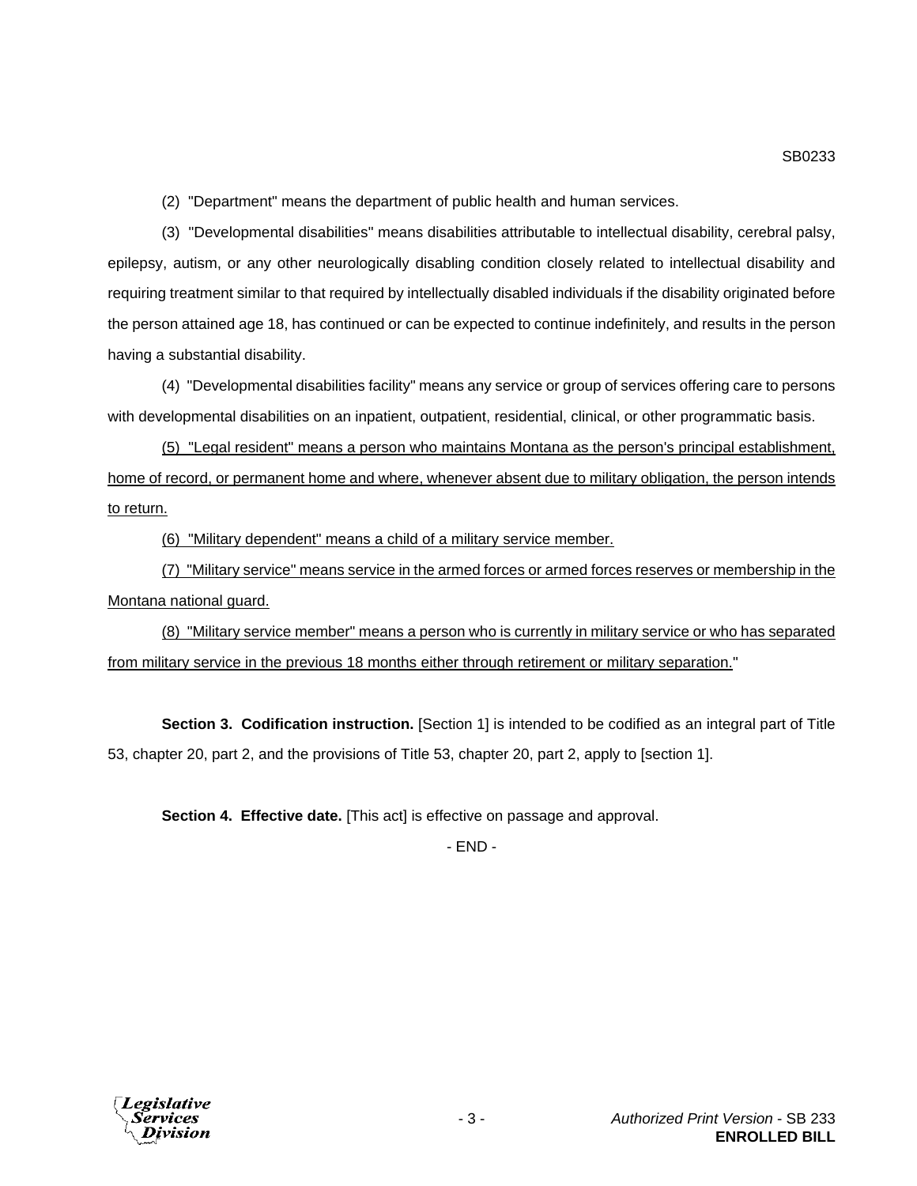(2) "Department" means the department of public health and human services.

(3) "Developmental disabilities" means disabilities attributable to intellectual disability, cerebral palsy, epilepsy, autism, or any other neurologically disabling condition closely related to intellectual disability and requiring treatment similar to that required by intellectually disabled individuals if the disability originated before the person attained age 18, has continued or can be expected to continue indefinitely, and results in the person having a substantial disability.

(4) "Developmental disabilities facility" means any service or group of services offering care to persons with developmental disabilities on an inpatient, outpatient, residential, clinical, or other programmatic basis.

<u>(5) "Legal resident" means a person who maintains Montana as the person's principal establishment, home of record, or permanent home and where, whenever absent due to military obligation, the person intends to return.</u>

<u>(6) "Military dependent" means a child of a military service member.</u>

<u>(7) "Military service" means service in the armed forces or armed forces reserves or membership in the Montana national guard.</u>

<u>(8) "Military service member" means a person who is currently in military service or who has separated from military service in the previous 18 months either through retirement or military separation.</u>"

**Section 3. Codification instruction.** [Section 1] is intended to be codified as an integral part of Title 53, chapter 20, part 2, and the provisions of Title 53, chapter 20, part 2, apply to [section 1].

**Section 4. Effective date.** [This act] is effective on passage and approval.

- END -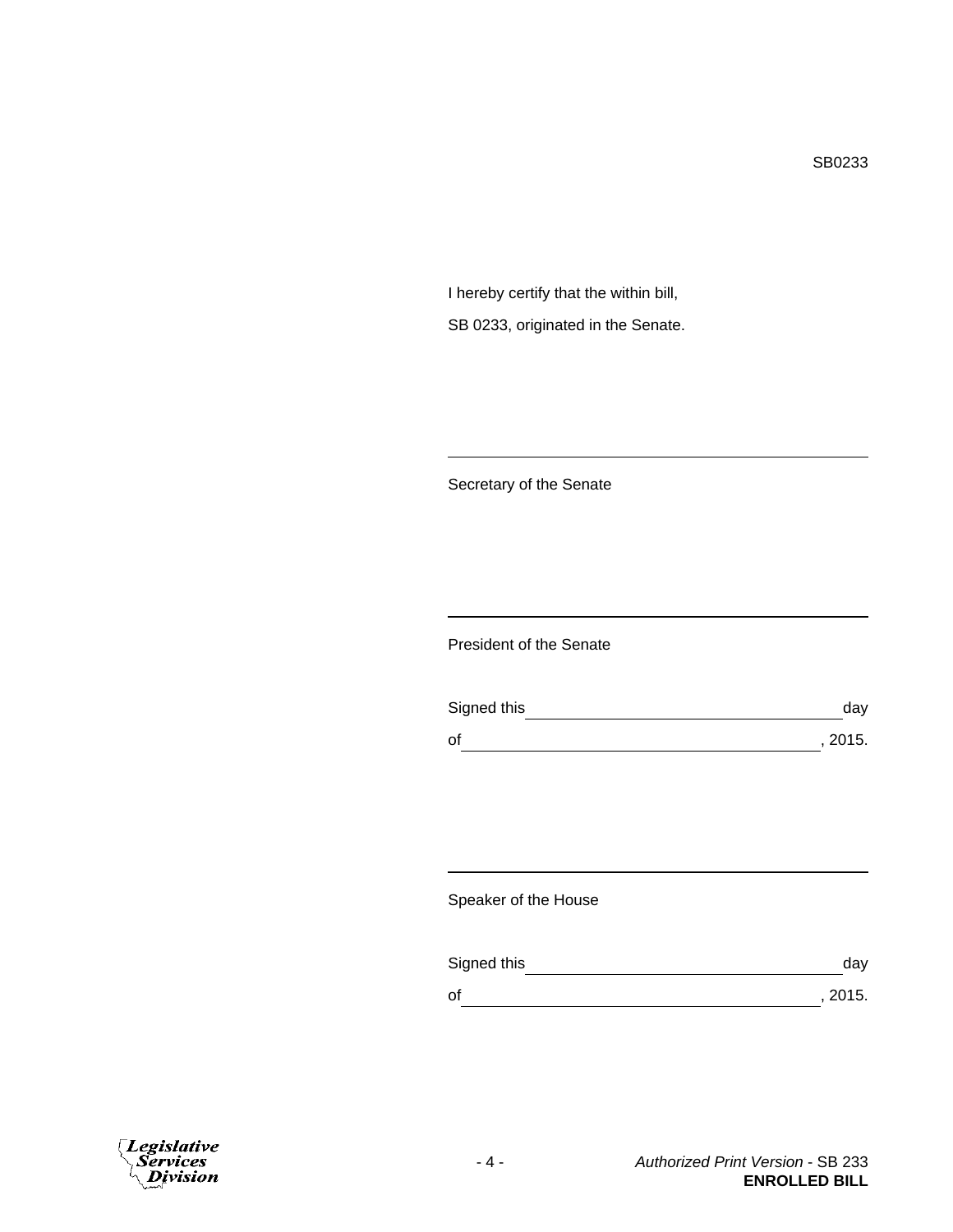SB0233

I hereby certify that the within bill,

SB 0233, originated in the Senate.

\_\_\_\_\_\_\_\_\_\_\_\_\_\_\_\_\_\_\_\_\_\_\_\_\_\_\_\_\_\_\_\_\_\_\_\_\_\_\_\_

Secretary of the Senate

\_\_\_\_\_\_\_\_\_\_\_\_\_\_\_\_\_\_\_\_\_\_\_\_\_\_\_\_\_\_\_\_\_\_\_\_\_\_\_\_

President of the Senate

Signed this \_\_\_\_\_\_\_\_\_\_\_\_\_\_\_\_\_\_\_\_\_\_\_\_\_\_\_\_\_\_\_\_ day

of \_\_\_\_\_\_\_\_\_\_\_\_\_\_\_\_\_\_\_\_\_\_\_\_\_\_\_\_\_\_\_\_\_\_\_\_, 2015.

\_\_\_\_\_\_\_\_\_\_\_\_\_\_\_\_\_\_\_\_\_\_\_\_\_\_\_\_\_\_\_\_\_\_\_\_\_\_\_\_

Speaker of the House

Signed this \_\_\_\_\_\_\_\_\_\_\_\_\_\_\_\_\_\_\_\_\_\_\_\_\_\_\_\_\_\_\_\_ day

of \_\_\_\_\_\_\_\_\_\_\_\_\_\_\_\_\_\_\_\_\_\_\_\_\_\_\_\_\_\_\_\_\_\_\_\_, 2015.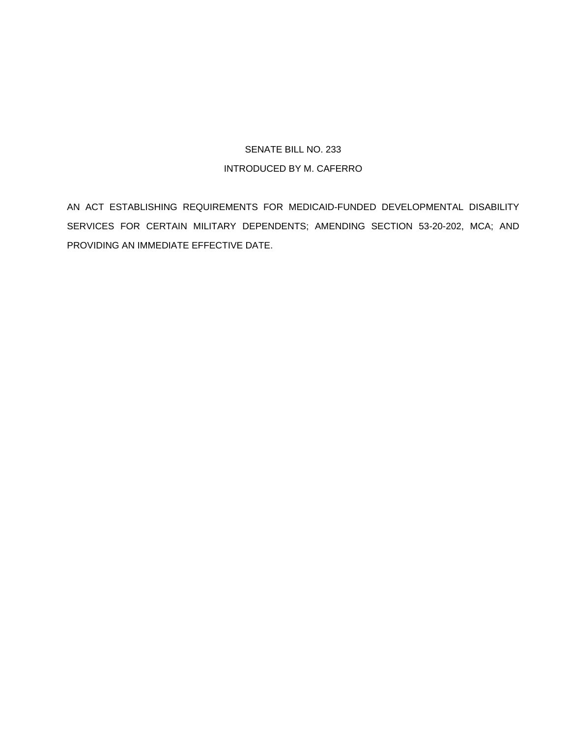SENATE BILL NO. 233

INTRODUCED BY M. CAFERRO

AN ACT ESTABLISHING REQUIREMENTS FOR MEDICAID-FUNDED DEVELOPMENTAL DISABILITY SERVICES FOR CERTAIN MILITARY DEPENDENTS; AMENDING SECTION 53-20-202, MCA; AND PROVIDING AN IMMEDIATE EFFECTIVE DATE.